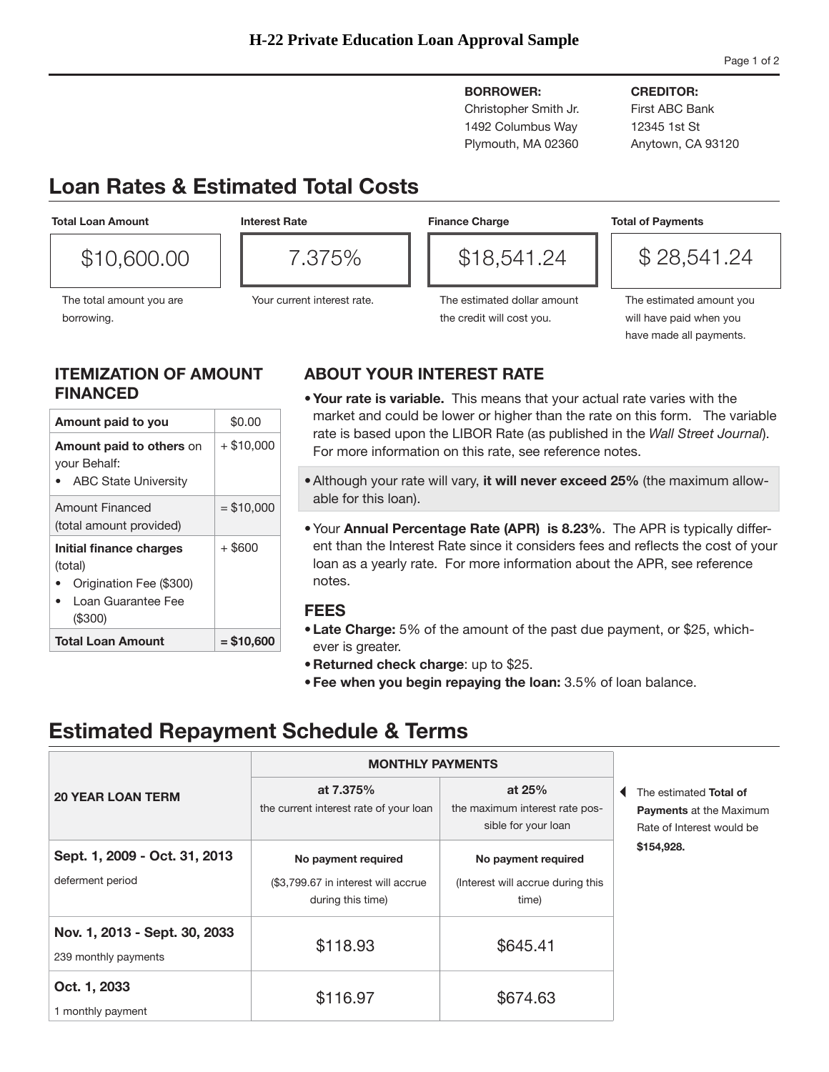# H-22 Private Education Loan Approval Sample

**BORROWER:**
Christopher Smith Jr.
1492 Columbus Way
Plymouth, MA 02360

**CREDITOR:**
First ABC Bank
12345 1st St
Anytown, CA 93120

## Loan Rates & Estimated Total Costs

| Total Loan Amount | Interest Rate | Finance Charge | Total of Payments |
|---|---|---|---|
| $10,600.00 | 7.375% | $18,541.24 | $ 28,541.24 |
| The total amount you are borrowing. | Your current interest rate. | The estimated dollar amount the credit will cost you. | The estimated amount you will have paid when you have made all payments. |

### ITEMIZATION OF AMOUNT FINANCED

| Amount paid to you | $0.00 |
|---|---|
| **Amount paid to others** on your Behalf:<br>• ABC State University | + $10,000 |
| Amount Financed (total amount provided) | = $10,000 |
| **Initial finance charges** (total)<br>• Origination Fee ($300)<br>• Loan Guarantee Fee ($300) | + $600 |
| **Total Loan Amount** | **= $10,600** |

### ABOUT YOUR INTEREST RATE

- **Your rate is variable.** This means that your actual rate varies with the market and could be lower or higher than the rate on this form. The variable rate is based upon the LIBOR Rate (as published in the *Wall Street Journal*). For more information on this rate, see reference notes.
- Although your rate will vary, **it will never exceed 25%** (the maximum allowable for this loan).
- Your **Annual Percentage Rate (APR) is 8.23%**. The APR is typically different than the Interest Rate since it considers fees and reflects the cost of your loan as a yearly rate. For more information about the APR, see reference notes.

### FEES

- **Late Charge:** 5% of the amount of the past due payment, or $25, whichever is greater.
- **Returned check charge**: up to $25.
- **Fee when you begin repaying the loan:** 3.5% of loan balance.

## Estimated Repayment Schedule & Terms

| 20 YEAR LOAN TERM | MONTHLY PAYMENTS | |
|---|---|---|
| | **at 7.375%** the current interest rate of your loan | **at 25%** the maximum interest rate possible for your loan |
| **Sept. 1, 2009 - Oct. 31, 2013** deferment period | **No payment required** ($3,799.67 in interest will accrue during this time) | **No payment required** (Interest will accrue during this time) |
| **Nov. 1, 2013 - Sept. 30, 2033** 239 monthly payments | $118.93 | $645.41 |
| **Oct. 1, 2033** 1 monthly payment | $116.97 | $674.63 |

The estimated **Total of Payments** at the Maximum Rate of Interest would be **$154,928.**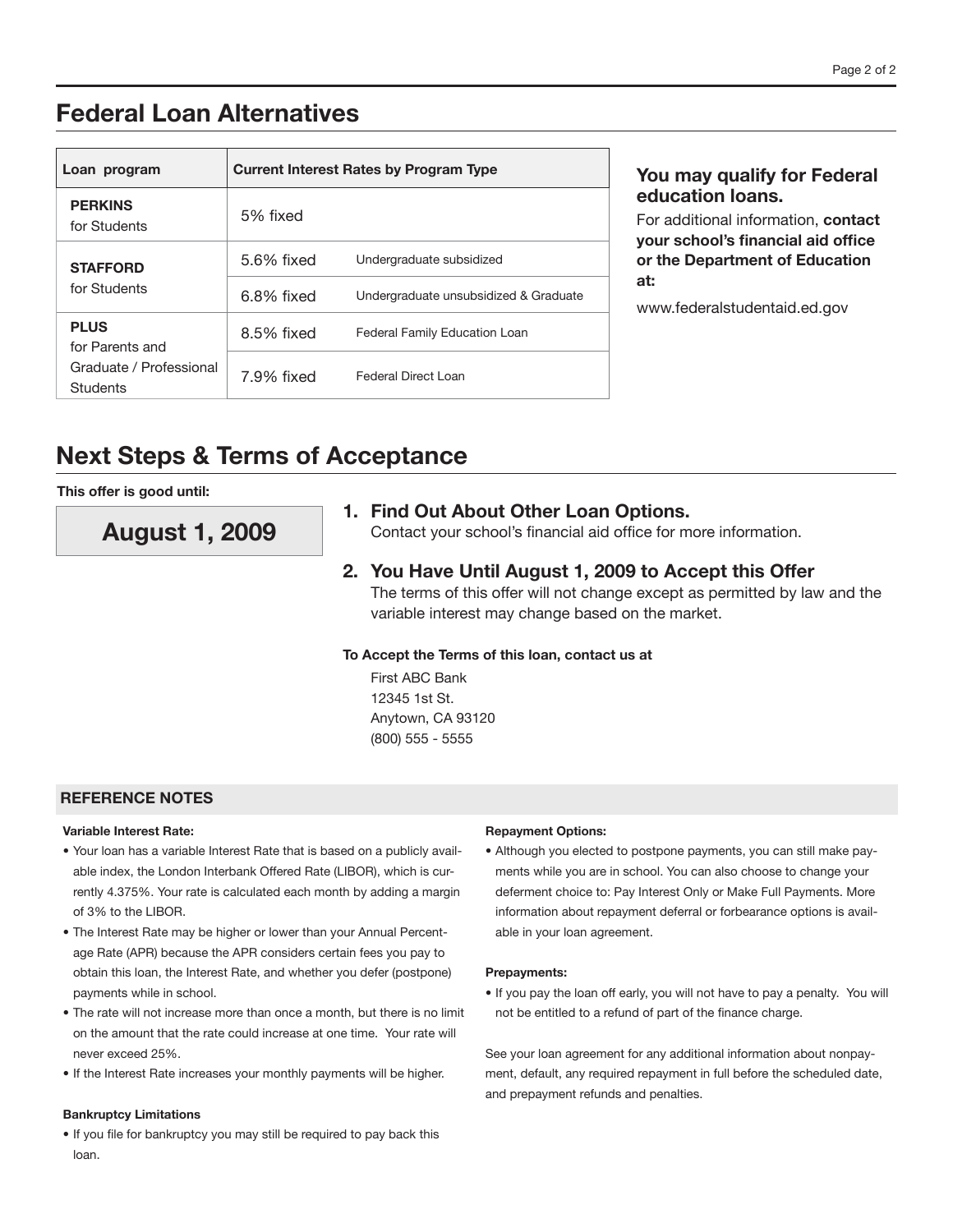## Federal Loan Alternatives

| Loan program | Current Interest Rates by Program Type | |
|---|---|---|
| **PERKINS** for Students | 5% fixed | |
| **STAFFORD** for Students | 5.6% fixed | Undergraduate subsidized |
| | 6.8% fixed | Undergraduate unsubsidized & Graduate |
| **PLUS** for Parents and Graduate / Professional Students | 8.5% fixed | Federal Family Education Loan |
| | 7.9% fixed | Federal Direct Loan |

### You may qualify for Federal education loans.

For additional information, **contact your school's financial aid office or the Department of Education at:**

www.federalstudentaid.ed.gov

## Next Steps & Terms of Acceptance

**This offer is good until:**

**August 1, 2009**

1. **Find Out About Other Loan Options.**
   Contact your school's financial aid office for more information.

2. **You Have Until August 1, 2009 to Accept this Offer**
   The terms of this offer will not change except as permitted by law and the variable interest may change based on the market.

**To Accept the Terms of this loan, contact us at**

First ABC Bank
12345 1st St.
Anytown, CA 93120
(800) 555 - 5555

### REFERENCE NOTES

**Variable Interest Rate:**

- Your loan has a variable Interest Rate that is based on a publicly available index, the London Interbank Offered Rate (LIBOR), which is currently 4.375%. Your rate is calculated each month by adding a margin of 3% to the LIBOR.
- The Interest Rate may be higher or lower than your Annual Percentage Rate (APR) because the APR considers certain fees you pay to obtain this loan, the Interest Rate, and whether you defer (postpone) payments while in school.
- The rate will not increase more than once a month, but there is no limit on the amount that the rate could increase at one time. Your rate will never exceed 25%.
- If the Interest Rate increases your monthly payments will be higher.

**Bankruptcy Limitations**

- If you file for bankruptcy you may still be required to pay back this loan.

**Repayment Options:**

- Although you elected to postpone payments, you can still make payments while you are in school. You can also choose to change your deferment choice to: Pay Interest Only or Make Full Payments. More information about repayment deferral or forbearance options is available in your loan agreement.

**Prepayments:**

- If you pay the loan off early, you will not have to pay a penalty. You will not be entitled to a refund of part of the finance charge.

See your loan agreement for any additional information about nonpayment, default, any required repayment in full before the scheduled date, and prepayment refunds and penalties.